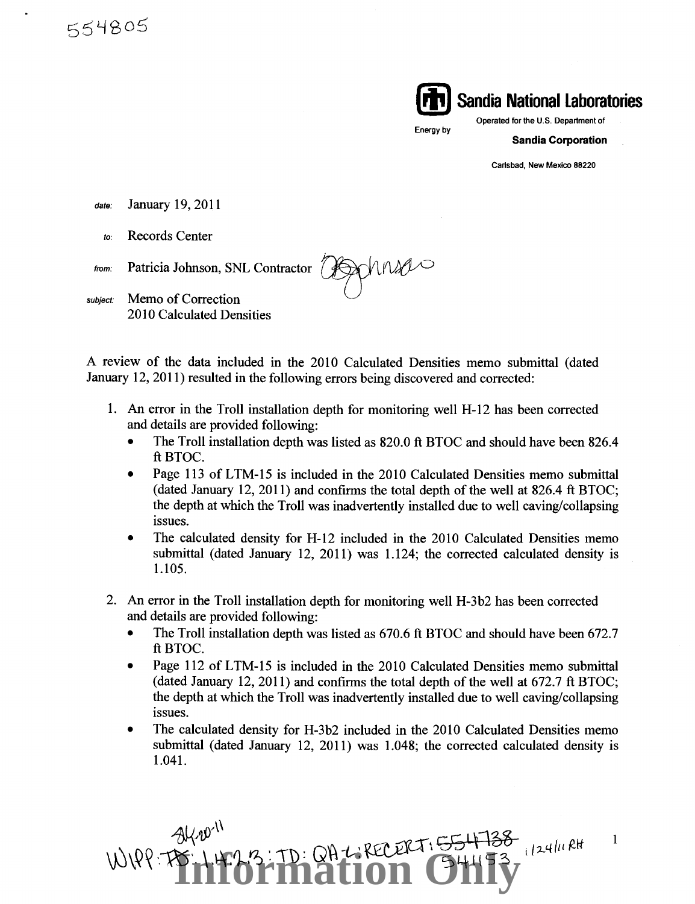554805

**Sandia National Laboratories**

Operated for the U.S. Department of Energy by **Sandia Corporation**

Carlsbad, New Mexico 88220

*date:* January 19, 2011

*to:* Records Center

*from:* Patricia Johnson, SNL Contractor

*subject:* Memo of Correction
2010 Calculated Densities

A review of the data included in the 2010 Calculated Densities memo submittal (dated January 12, 2011) resulted in the following errors being discovered and corrected:

1. An error in the Troll installation depth for monitoring well H-12 has been corrected and details are provided following:
   - The Troll installation depth was listed as 820.0 ft BTOC and should have been 826.4 ft BTOC.
   - Page 113 of LTM-15 is included in the 2010 Calculated Densities memo submittal (dated January 12, 2011) and confirms the total depth of the well at 826.4 ft BTOC; the depth at which the Troll was inadvertently installed due to well caving/collapsing issues.
   - The calculated density for H-12 included in the 2010 Calculated Densities memo submittal (dated January 12, 2011) was 1.124; the corrected calculated density is 1.105.

2. An error in the Troll installation depth for monitoring well H-3b2 has been corrected and details are provided following:
   - The Troll installation depth was listed as 670.6 ft BTOC and should have been 672.7 ft BTOC.
   - Page 112 of LTM-15 is included in the 2010 Calculated Densities memo submittal (dated January 12, 2011) and confirms the total depth of the well at 672.7 ft BTOC; the depth at which the Troll was inadvertently installed due to well caving/collapsing issues.
   - The calculated density for H-3b2 included in the 2010 Calculated Densities memo submittal (dated January 12, 2011) was 1.048; the corrected calculated density is 1.041.

WIPP: 1.4.2.3: TD: QA-L: RECERT: 554738 541153 1/24/11 RH

**Information Only**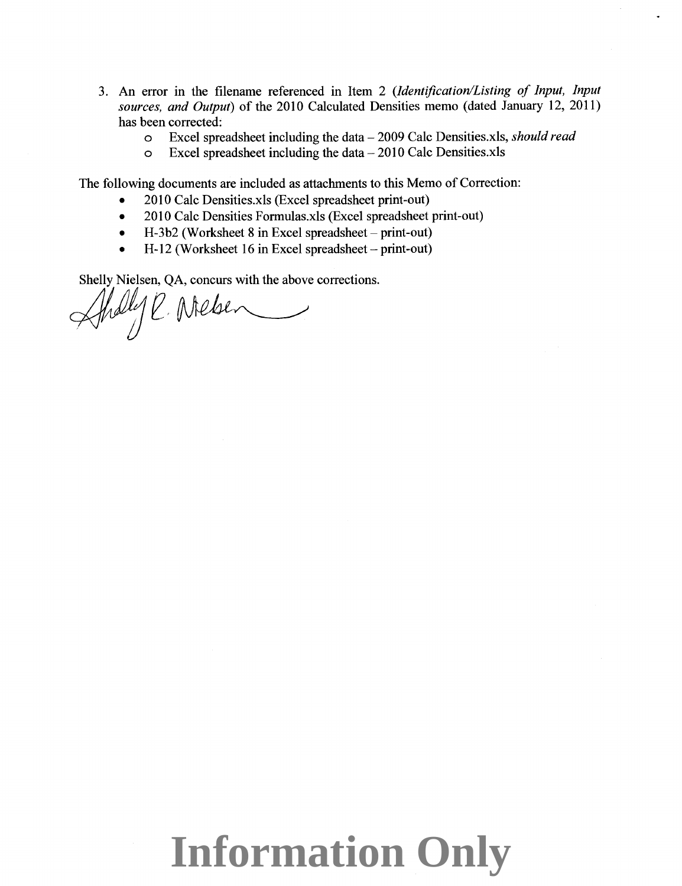3. An error in the filename referenced in Item 2 (*Identification/Listing of Input, Input sources, and Output*) of the 2010 Calculated Densities memo (dated January 12, 2011) has been corrected:
   - Excel spreadsheet including the data – 2009 Calc Densities.xls, *should read*
   - Excel spreadsheet including the data – 2010 Calc Densities.xls

The following documents are included as attachments to this Memo of Correction:

- 2010 Calc Densities.xls (Excel spreadsheet print-out)
- 2010 Calc Densities Formulas.xls (Excel spreadsheet print-out)
- H-3b2 (Worksheet 8 in Excel spreadsheet – print-out)
- H-12 (Worksheet 16 in Excel spreadsheet – print-out)

Shelly Nielsen, QA, concurs with the above corrections.

Shelly R. Nielsen

**Information Only**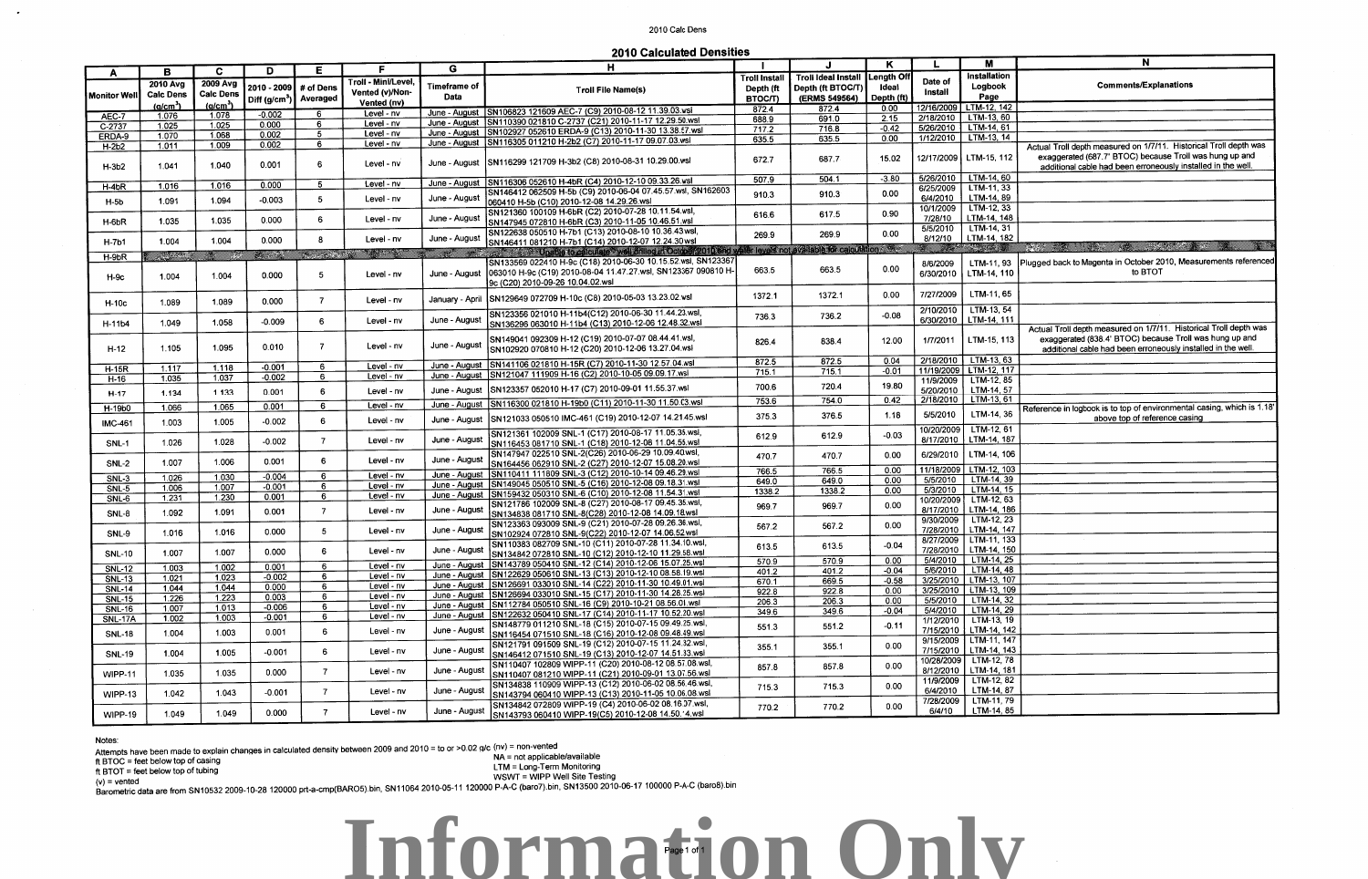## 2010 Calculated Densities

| A | B | C | D | E | F | G | H | I | J | K | L | M | N |
|---|---|---|---|---|---|---|---|---|---|---|---|---|---|
| Monitor Well | 2010 Avg Calc Dens (g/cm$^3$) | 2009 Avg Calc Dens (g/cm$^3$) | 2010 - 2009 Diff (g/cm$^3$) | # of Dens Averaged | Troll - Mini/Level, Vented (v)/Non-Vented (nv) | Timeframe of Data | Troll File Name(s) | Troll Install Depth (ft BTOC/T) | Troll Ideal Install Depth (ft BTOC/T) (ERMS 549564) | Length Off Ideal Depth (ft) | Date of Install | Installation Logbook Page | Comments/Explanations |
| AEC-7 | 1.076 | 1.078 | -0.002 | 6 | Level - nv | June - August | SN106823 121609 AEC-7 (C9) 2010-08-12 11.39.03.wsl | 872.4 | 872.4 | 0.00 | 12/16/2009 | LTM-12, 142 | |
| C-2737 | 1.025 | 1.025 | 0.000 | 6 | Level - nv | June - August | SN110390 021810 C-2737 (C21) 2010-11-17 12.29.50.wsl | 688.9 | 691.0 | 2.15 | 2/18/2010 | LTM-13, 60 | |
| ERDA-9 | 1.070 | 1.068 | 0.002 | 5 | Level - nv | June - August | SN102927 052610 ERDA-9 (C13) 2010-11-30 13.38.57.wsl | 717.2 | 716.8 | -0.42 | 5/26/2010 | LTM-14, 61 | |
| H-2b2 | 1.011 | 1.009 | 0.002 | 6 | Level - nv | June - August | SN116305 011210 H-2b2 (C7) 2010-11-17 09.07.03.wsl | 635.5 | 635.5 | 0.00 | 1/12/2010 | LTM-13, 14 | |
| H-3b2 | 1.041 | 1.040 | 0.001 | 6 | Level - nv | June - August | SN116299 121709 H-3b2 (C8) 2010-08-31 10.29.00.wsl | 672.7 | 687.7 | 15.02 | 12/17/2009 | LTM-15, 112 | Actual Troll depth measured on 1/7/11. Historical Troll depth was exaggerated (687.7' BTOC) because Troll was hung up and additional cable had been erroneously installed in the well. |
| H-4bR | 1.016 | 1.016 | 0.000 | 5 | Level - nv | June - August | SN116306 052610 H-4bR (C4) 2010-12-10 09.33.26.wsl | 507.9 | 504.1 | -3.80 | 5/26/2010 | LTM-14, 60 | |
| H-5b | 1.091 | 1.094 | -0.003 | 5 | Level - nv | June - August | SN146412 062509 H-5b (C9) 2010-06-04 07.45.57.wsl, SN162603 060410 H-5b (C10) 2010-12-08 14.29.26.wsl | 910.3 | 910.3 | 0.00 | 6/25/2009<br>6/4/2010 | LTM-11, 33<br>LTM-14, 89 | |
| H-6bR | 1.035 | 1.035 | 0.000 | 6 | Level - nv | June - August | SN121360 100109 H-6bR (C2) 2010-07-28 10.11.54.wsl, SN147945 072810 H-6bR (C3) 2010-11-05 10.46.51.wsl | 616.6 | 617.5 | 0.90 | 10/1/2009<br>7/28/10 | LTM-12, 33<br>LTM-14, 148 | |
| H-7b1 | 1.004 | 1.004 | 0.000 | 8 | Level - nv | June - August | SN122638 050510 H-7b1 (C13) 2010-08-10 10.36.43.wsl, SN146411 081210 H-7b1 (C14) 2010-12-07 12.24.30.wsl | 269.9 | 269.9 | 0.00 | 5/5/2010<br>8/12/10 | LTM-14, 31<br>LTM-14, 182 | |
| H-9bR | | | | | | | Unable to calculate - well drilled in October 2010 and water levels not available for calculation. | | | | | | |
| H-9c | 1.004 | 1.004 | 0.000 | 5 | Level - nv | June - August | SN133569 022410 H-9c (C18) 2010-06-30 10.15.52.wsl, SN123367 063010 H-9c (C19) 2010-08-04 11.47.27.wsl, SN123367 090810 H-9c (C20) 2010-09-26 10.04.02.wsl | 663.5 | 663.5 | 0.00 | 8/6/2009<br>6/30/2010 | LTM-11, 93<br>LTM-14, 110 | Plugged back to Magenta in October 2010, Measurements referenced to BTOT |
| H-10c | 1.089 | 1.089 | 0.000 | 7 | Level - nv | January - April | SN129649 072709 H-10c (C8) 2010-05-03 13.23.02.wsl | 1372.1 | 1372.1 | 0.00 | 7/27/2009 | LTM-11, 65 | |
| H-11b4 | 1.049 | 1.058 | -0.009 | 6 | Level - nv | June - August | SN123356 021010 H-11b4(C12) 2010-06-30 11.44.23.wsl, SN136296 063010 H-11b4 (C13) 2010-12-06 12.48.32.wsl | 736.3 | 736.2 | -0.08 | 2/10/2010<br>6/30/2010 | LTM-13, 54<br>LTM-14, 111 | |
| H-12 | 1.105 | 1.095 | 0.010 | 7 | Level - nv | June - August | SN149041 092309 H-12 (C19) 2010-07-08 08.44.41.wsl, SN102920 070810 H-12 (C20) 2010-12-06 13.27.04.wsl | 826.4 | 838.4 | 12.00 | 1/7/2011 | LTM-15, 113 | Actual Troll depth measured on 1/7/11. Historical Troll depth was exaggerated (838.4' BTOC) because Troll was hung up and additional cable had been erroneously installed in the well. |
| H-15R | 1.117 | 1.118 | -0.001 | 6 | Level - nv | June - August | SN141106 021810 H-15R (C7) 2010-11-30 12.57.04.wsl | 872.5 | 872.5 | 0.04 | 2/18/2010 | LTM-13, 63 | |
| H-16 | 1.035 | 1.037 | -0.002 | 6 | Level - nv | June - August | SN121047 111909 H-16 (C2) 2010-10-05 09.09.17.wsl | 715.1 | 715.1 | -0.01 | 11/19/2009 | LTM-12, 117 | |
| H-17 | 1.134 | 1.133 | 0.001 | 6 | Level - nv | June - August | SN123357 052010 H-17 (C7) 2010-09-01 11.55.37.wsl | 700.6 | 720.4 | 19.80 | 11/9/2009<br>5/20/2010 | LTM-12, 85<br>LTM-14, 57 | |
| H-19b0 | 1.066 | 1.065 | 0.001 | 6 | Level - nv | June - August | SN116300 021810 H-19b0 (C11) 2010-11-30 11.50.03.wsl | 753.6 | 754.0 | 0.42 | 2/18/2010 | LTM-13, 61 | |
| IMC-461 | 1.003 | 1.005 | -0.002 | 6 | Level - nv | June - August | SN121033 050510 IMC-461 (C19) 2010-12-07 14.21.45.wsl | 375.3 | 376.5 | 1.18 | 5/5/2010 | LTM-14, 36 | Reference in logbook is to top of environmental casing, which is 1.18' above top of reference casing |
| SNL-1 | 1.026 | 1.028 | -0.002 | 7 | Level - nv | June - August | SN121361 102009 SNL-1 (C17) 2010-08-17 11.05.35.wsl, SN116453 081710 SNL-1 (C18) 2010-12-08 11.04.55.wsl | 612.9 | 612.9 | -0.03 | 10/20/2009<br>8/17/2010 | LTM-12, 61<br>LTM-14, 187 | |
| SNL-2 | 1.007 | 1.006 | 0.001 | 6 | Level - nv | June - August | SN147947 022510 SNL-2(C26) 2010-06-29 10.09.40.wsl, SN164456 062910 SNL-2 (C27) 2010-12-07 15.08.20.wsl | 470.7 | 470.7 | 0.00 | 6/29/2010 | LTM-14, 106 | |
| SNL-3 | 1.026 | 1.030 | -0.004 | 6 | Level - nv | June - August | SN110411 111809 SNL-3 (C12) 2010-10-14 09.46.29.wsl | 766.5 | 766.5 | 0.00 | 11/18/2009 | LTM-12, 103 | |
| SNL-5 | 1.006 | 1.007 | -0.001 | 6 | Level - nv | June - August | SN149045 050510 SNL-5 (C16) 2010-12-08 09.18.31.wsl | 649.0 | 649.0 | 0.00 | 5/5/2010 | LTM-14, 39 | |
| SNL-6 | 1.231 | 1.230 | 0.001 | 6 | Level - nv | June - August | SN159432 050310 SNL-6 (C10) 2010-12-08 11.54.31.wsl | 1338.2 | 1338.2 | 0.00 | 5/3/2010 | LTM-14, 15 | |
| SNL-8 | 1.092 | 1.091 | 0.001 | 7 | Level - nv | June - August | SN121786 102009 SNL-8 (C27) 2010-08-17 09.45.35.wsl, SN134838 081710 SNL-8(C28) 2010-12-08 14.09.18.wsl | 969.7 | 969.7 | 0.00 | 10/20/2009<br>8/17/2010 | LTM-12, 63<br>LTM-14, 186 | |
| SNL-9 | 1.016 | 1.016 | 0.000 | 5 | Level - nv | June - August | SN123363 093009 SNL-9 (C21) 2010-07-28 09.26.36.wsl, SN102924 072810 SNL-9(C22) 2010-12-07 14.06.52.wsl | 567.2 | 567.2 | 0.00 | 9/30/2009<br>7/28/2010 | LTM-12, 23<br>LTM-14, 147 | |
| SNL-10 | 1.007 | 1.007 | 0.000 | 6 | Level - nv | June - August | SN110383 082709 SNL-10 (C11) 2010-07-28 11.34.10.wsl, SN134842 072810 SNL-10 (C12) 2010-12-10 11.29.58.wsl | 613.5 | 613.5 | -0.04 | 8/27/2009<br>7/28/2010 | LTM-11, 133<br>LTM-14, 150 | |
| SNL-12 | 1.003 | 1.002 | 0.001 | 6 | Level - nv | June - August | SN143789 050410 SNL-12 (C14) 2010-12-06 15.07.25.wsl | 570.9 | 570.9 | 0.00 | 5/4/2010 | LTM-14, 25 | |
| SNL-13 | 1.021 | 1.023 | -0.002 | 6 | Level - nv | June - August | SN122629 050610 SNL-13 (C13) 2010-12-10 08.58.19.wsl | 401.2 | 401.2 | -0.04 | 5/6/2010 | LTM-14, 48 | |
| SNL-14 | 1.044 | 1.044 | 0.000 | 6 | Level - nv | June - August | SN126691 033010 SNL-14 (C22) 2010-11-30 10.49.01.wsl | 670.1 | 669.5 | -0.58 | 3/25/2010 | LTM-13, 107 | |
| SNL-15 | 1.226 | 1.223 | 0.003 | 6 | Level - nv | June - August | SN126694 033010 SNL-15 (C17) 2010-11-30 14.26.25.wsl | 922.8 | 922.8 | 0.00 | 3/25/2010 | LTM-13, 109 | |
| SNL-16 | 1.007 | 1.013 | -0.006 | 6 | Level - nv | June - August | SN112784 050510 SNL-16 (C9) 2010-10-21 08.56.01.wsl | 206.3 | 206.3 | 0.00 | 5/5/2010 | LTM-14, 32 | |
| SNL-17A | 1.002 | 1.003 | -0.001 | 6 | Level - nv | June - August | SN122632 050410 SNL-17 (C14) 2010-11-17 10.52.20.wsl | 349.6 | 349.6 | -0.04 | 5/4/2010 | LTM-14, 29 | |
| SNL-18 | 1.004 | 1.003 | 0.001 | 6 | Level - nv | June - August | SN148779 011210 SNL-18 (C15) 2010-07-15 09.49.25.wsl, SN116454 071510 SNL-18 (C16) 2010-12-08 09.48.49.wsl | 551.3 | 551.2 | -0.11 | 1/12/2010<br>7/15/2010 | LTM-13, 19<br>LTM-14, 142 | |
| SNL-19 | 1.004 | 1.005 | -0.001 | 6 | Level - nv | June - August | SN121791 091509 SNL-19 (C21) 2010-07-15 11.24.32.wsl, SN146412 071510 SNL-19 (C23) 2010-12-07 14.51.33.wsl | 355.1 | 355.1 | 0.00 | 9/15/2009<br>7/15/2010 | LTM-11, 147<br>LTM-14, 143 | |
| WIPP-11 | 1.035 | 1.035 | 0.000 | 7 | Level - nv | June - August | SN110407 102809 WIPP-11 (C20) 2010-08-12 08.57.08.wsl, SN110407 081210 WIPP-11 (C21) 2010-09-01 13.07.55.wsl | 857.8 | 857.8 | 0.00 | 10/28/2009<br>8/12/2010 | LTM-12, 78<br>LTM-14, 181 | |
| WIPP-13 | 1.042 | 1.043 | -0.001 | 7 | Level - nv | June - August | SN134838 110909 WIPP-13 (C12) 2010-06-02 08.56.46.wsl, SN143794 060410 WIPP-13 (C13) 2010-11-05 10.06.08.wsl | 715.3 | 715.3 | 0.00 | 11/9/2009<br>6/4/2010 | LTM-12, 82<br>LTM-14, 87 | |
| WIPP-19 | 1.049 | 1.049 | 0.000 | 7 | Level - nv | June - August | SN134842 072809 WIPP-19 (C4) 2010-06-02 08.16.37.wsl, SN143793 060410 WIPP-19(C5) 2010-12-08 14.50.14.wsl | 770.2 | 770.2 | 0.00 | 7/28/2009<br>6/4/10 | LTM-11, 79<br>LTM-14, 85 | |

Notes:

Attempts have been made to explain changes in calculated density between 2009 and 2010 = to or >0.02 g/c (nv) = non-vented

ft BTOC = feet below top of casing

ft BTOT = feet below top of tubing

(v) = vented

NA = not applicable/available

LTM = Long-Term Monitoring

WSWT = WIPP Well Site Testing

Barometric data are from SN10532 2009-10-28 120000 prt-a-cmp(BARO5).bin, SN11064 2010-05-11 120000 P-A-C (baro7).bin, SN13500 2010-06-17 100000 P-A-C (baro8).bin

# Information Only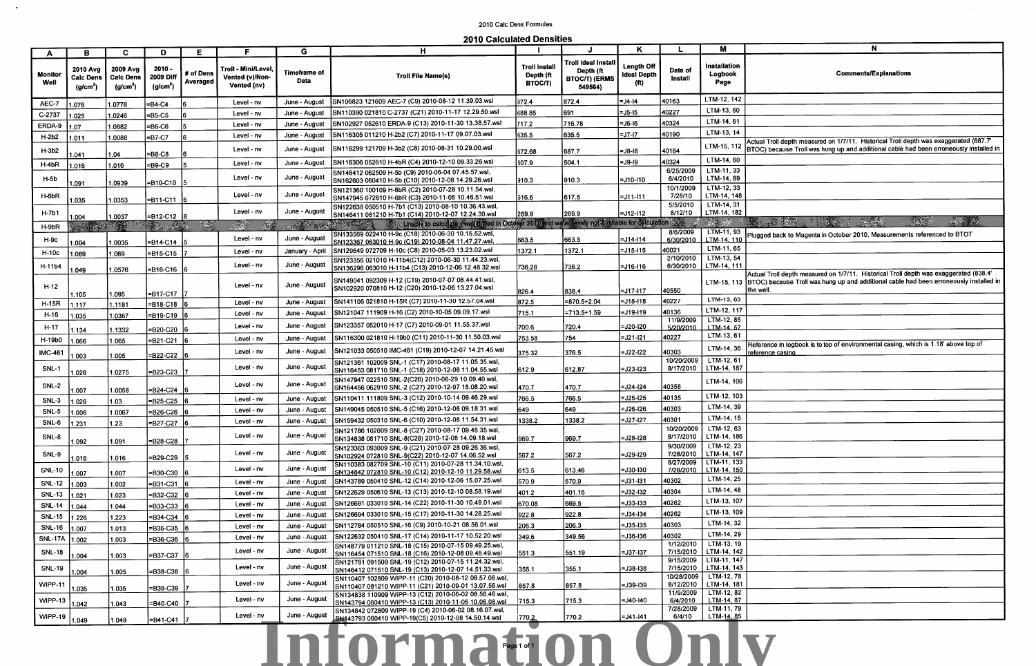2010 Calc Dens Formulas

## 2010 Calculated Densities

| A | B | C | D | E | F | G | H | I | J | K | L | M | N |
|---|---|---|---|---|---|---|---|---|---|---|---|---|---|
| Monitor Well | 2010 Avg Calc Dens (g/cm$^3$) | 2009 Avg Calc Dens (g/cm$^3$) | 2010 - 2009 Diff (g/cm$^3$) | # of Dens Averaged | Troll - Mini/Level, Vented (v)/Non-Vented (nv) | Timeframe of Data | Troll File Name(s) | Troll Install Depth (ft BTOC/T) | Troll Ideal Install Depth (ft BTOC/T) (ERMS 549564) | Length Off Ideal Depth (ft) | Date of Install | Installation Logbook Page | Comments/Explanations |
| AEC-7 | 1.076 | 1.0778 | =B4-C4 | 6 | Level - nv | June - August | SN106823 121609 AEC-7 (C9) 2010-08-12 11.39.03.wsl | 872.4 | 872.4 | =J4-I4 | 40163 | LTM-12, 142 | |
| C-2737 | 1.025 | 1.0246 | =B5-C5 | 6 | Level - nv | June - August | SN110390 021810 C-2737 (C21) 2010-11-17 12.29.50.wsl | 688.85 | 691 | =J5-I5 | 40227 | LTM-13, 60 | |
| ERDA-9 | 1.07 | 1.0682 | =B6-C6 | 5 | Level - nv | June - August | SN102927 052610 ERDA-9 (C13) 2010-11-30 13.38.57.wsl | 717.2 | 716.78 | =J6-I6 | 40324 | LTM-14, 61 | |
| H-2b2 | 1.011 | 1.0088 | =B7-C7 | 6 | Level - nv | June - August | SN116305 011210 H-2b2 (C7) 2010-11-17 09.07.03.wsl | 635.5 | 635.5 | =J7-I7 | 40190 | LTM-13, 14 | |
| H-3b2 | 1.041 | 1.04 | =B8-C8 | 6 | Level - nv | June - August | SN116299 121709 H-3b2 (C8) 2010-08-31 10.29.00.wsl | 672.68 | 687.7 | =J8-I8 | 40164 | LTM-15, 112 | Actual Troll depth measured on 1/7/11. Historical Troll depth was exaggerated (687.7' BTOC) because Troll was hung up and additional cable had been erroneously installed in |
| H-4bR | 1.016 | 1.016 | =B9-C9 | 5 | Level - nv | June - August | SN116306 052610 H-4bR (C4) 2010-12-10 09.33.26.wsl | 507.9 | 504.1 | =J9-I9 | 40324 | LTM-14, 60 | |
| H-5b | 1.091 | 1.0939 | =B10-C10 | 5 | Level - nv | June - August | SN146412 062509 H-5b (C9) 2010-06-04 07.45.57.wsl, SN162603 060410 H-5b (C10) 2010-12-08 14.29.26.wsl | 910.3 | 910.3 | =J10-I10 | 6/25/2009 6/4/2010 | LTM-11, 33 LTM-14, 89 | |
| H-6bR | 1.035 | 1.0353 | =B11-C11 | 6 | Level - nv | June - August | SN121360 100109 H-6bR (C2) 2010-07-28 10.11.54.wsl, SN147945 072810 H-6bR (C3) 2010-11-05 10.46.51.wsl | 616.6 | 617.5 | =J11-I11 | 10/1/2009 7/28/10 | LTM-12, 33 LTM-14, 148 | |
| H-7b1 | 1.004 | 1.0037 | =B12-C12 | 8 | Level - nv | June - August | SN122638 050510 H-7b1 (C13) 2010-08-10 10.36.43.wsl, SN146411 081210 H-7b1 (C14) 2010-12-07 12.24.30.wsl | 269.9 | 269.9 | =J12-I12 | 5/5/2010 8/12/10 | LTM-14, 31 LTM-14, 182 | |
| H-9bR | | | | | | | Unable to calculate - well drilled in October 2010 and water levels not available for calculation | | | | | | |
| H-9c | 1.004 | 1.0035 | =B14-C14 | 5 | Level - nv | June - August | SN133569 022410 H-9c (C18) 2010-06-30 10.15.52.wsl, SN123367 063010 H-9c (C19) 2010-08-04 11.47.27.wsl | 663.5 | 663.5 | =J14-I14 | 8/6/2009 6/30/2010 | LTM-11, 93 LTM-14, 110 | Plugged back to Magenta in October 2010. Measurements referenced to BTOT |
| H-10c | 1.089 | 1.089 | =B15-C15 | 7 | Level - nv | January - April | SN129649 072709 H-10c (C8) 2010-05-03 13.23.02.wsl | 1372.1 | 1372.1 | =J15-I15 | 40021 | LTM-11, 65 | |
| H-11b4 | 1.049 | 1.0576 | =B16-C16 | 6 | Level - nv | June - August | SN123356 021010 H-11b4(C12) 2010-06-30 11.44.23.wsl, SN136296 063010 H-11b4 (C13) 2010-12-07 12.48.32.wsl | 736.28 | 736.2 | =J16-I16 | 2/10/2010 6/30/2010 | LTM-13, 54 LTM-14, 111 | |
| H-12 | 1.105 | 1.095 | =B17-C17 | 7 | Level - nv | June - August | SN149041 092309 H-12 (C19) 2010-07-07 08.44.41.wsl, SN102920 070810 H-12 (C20) 2010-12-06 13.27.04.wsl | 826.4 | 838.4 | =J17-I17 | 40550 | LTM-15, 113 | Actual Troll depth measured on 1/7/11. Historical Troll depth was exaggerated (838.4' BTOC) because Troll was hung up and additional cable had been erroneously installed in the well. |
| H-15R | 1.117 | 1.1181 | =B18-C18 | 6 | Level - nv | June - August | SN141106 021810 H-15R (C7) 2010-11-30 12.57.04.wsl | 872.5 | =870.5+2.04 | =J18-I18 | 40227 | LTM-13, 63 | |
| H-16 | 1.035 | 1.0367 | =B19-C19 | 6 | Level - nv | June - August | SN121047 111909 H-16 (C2) 2010-10-05 09.09.17.wsl | 715.1 | =713.5+1.59 | =J19-I19 | 40136 | LTM-12, 117 | |
| H-17 | 1.134 | 1.1332 | =B20-C20 | 6 | Level - nv | June - August | SN123357 052010 H-17 (C7) 2010-09-01 11.55.37.wsl | 700.6 | 720.4 | =J20-I20 | 11/9/2009 5/20/2010 | LTM-12, 85 LTM-14, 57 | |
| H-19b0 | 1.066 | 1.065 | =B21-C21 | 6 | Level - nv | June - August | SN116300 021810 H-19b0 (C11) 2010-11-30 11.50.03.wsl | 753.58 | 754 | =J21-I21 | 40227 | LTM-13, 61 | |
| IMC-461 | 1.003 | 1.005 | =B22-C22 | 6 | Level - nv | June - August | SN121033 050510 IMC-461 (C19) 2010-12-07 14.21.45.wsl | 375.32 | 376.5 | =J22-I22 | 40303 | LTM-14, 36 | Reference in logbook is to top of environmental casing, which is 1.18' above top of reference casing |
| SNL-1 | 1.026 | 1.0275 | =B23-C23 | 7 | Level - nv | June - August | SN121361 102009 SNL-1 (C17) 2010-08-17 11.05.35.wsl, SN116453 081710 SNL-1 (C18) 2010-12-08 11.04.55.wsl | 612.9 | 612.87 | =J23-I23 | 10/20/2009 8/17/2010 | LTM-12, 61 LTM-14, 187 | |
| SNL-2 | 1.007 | 1.0058 | =B24-C24 | 6 | Level - nv | June - August | SN147947 022510 SNL-2(C26) 2010-06-29 10.09.40.wsl, SN164456 062910 SNL-2 (C27) 2010-12-07 15.08.20.wsl | 470.7 | 470.7 | =J24-I24 | 40358 | LTM-14, 106 | |
| SNL-3 | 1.026 | 1.03 | =B25-C25 | 6 | Level - nv | June - August | SN110411 111809 SNL-3 (C12) 2010-10-14 09.46.29.wsl | 766.5 | 766.5 | =J25-I25 | 40135 | LTM-12, 103 | |
| SNL-5 | 1.006 | 1.0067 | =B26-C26 | 6 | Level - nv | June - August | SN149045 050510 SNL-5 (C16) 2010-12-08 09.18.31.wsl | 649 | 649 | =J26-I26 | 40303 | LTM-14, 39 | |
| SNL-6 | 1.231 | 1.23 | =B27-C27 | 6 | Level - nv | June - August | SN159432 050310 SNL-6 (C10) 2010-12-08 11.54.31.wsl | 1338.2 | 1338.2 | =J27-I27 | 40301 | LTM-14, 15 | |
| SNL-8 | 1.092 | 1.091 | =B28-C28 | 7 | Level - nv | June - August | SN121786 102009 SNL-8 (C27) 2010-08-17 09.45.35.wsl, SN134838 081710 SNL-8(C28) 2010-12-08 14.09.18.wsl | 969.7 | 969.7 | =J28-I28 | 10/20/2009 8/17/2010 | LTM-12, 63 LTM-14, 186 | |
| SNL-9 | 1.016 | 1.016 | =B29-C29 | 5 | Level - nv | June - August | SN123363 093009 SNL-9 (C21) 2010-07-28 09.26.36.wsl, SN102924 072810 SNL-9(C22) 2010-12-07 14.06.52.wsl | 567.2 | 567.2 | =J29-I29 | 9/30/2009 7/28/2010 | LTM-12, 23 LTM-14, 147 | |
| SNL-10 | 1.007 | 1.007 | =B30-C30 | 6 | Level - nv | June - August | SN110383 082709 SNL-10 (C11) 2010-07-28 11.34.10.wsl, SN134842 072810 SNL-10 (C12) 2010-12-10 11.29.58.wsl | 613.5 | 613.46 | =J30-I30 | 8/27/2009 7/28/2010 | LTM-11, 133 LTM-14, 150 | |
| SNL-12 | 1.003 | 1.002 | =B31-C31 | 6 | Level - nv | June - August | SN143789 050410 SNL-12 (C14) 2010-12-06 15.07.25.wsl | 570.9 | 570.9 | =J31-I31 | 40302 | LTM-14, 25 | |
| SNL-13 | 1.021 | 1.023 | =B32-C32 | 6 | Level - nv | June - August | SN122629 050610 SNL-13 (C13) 2010-12-10 08.58.19.wsl | 401.2 | 401.16 | =J32-I32 | 40304 | LTM-14, 48 | |
| SNL-14 | 1.044 | 1.044 | =B33-C33 | 6 | Level - nv | June - August | SN126691 033010 SNL-14 (C22) 2010-11-30 10.49.01.wsl | 670.08 | 669.5 | =J33-I33 | 40262 | LTM-13, 107 | |
| SNL-15 | 1.226 | 1.223 | =B34-C34 | 6 | Level - nv | June - August | SN126694 033010 SNL-15 (C17) 2010-11-30 14.28.25.wsl | 922.8 | 922.8 | =J34-I34 | 40262 | LTM-13, 109 | |
| SNL-16 | 1.007 | 1.013 | =B35-C35 | 6 | Level - nv | June - August | SN112784 050510 SNL-16 (C9) 2010-10-21 08.56.01.wsl | 206.3 | 206.3 | =J35-I35 | 40303 | LTM-14, 32 | |
| SNL-17A | 1.002 | 1.003 | =B36-C36 | 6 | Level - nv | June - August | SN122632 050410 SNL-17 (C14) 2010-11-17 10.52.20.wsl | 349.6 | 349.56 | =J36-I36 | 40302 | LTM-14, 29 | |
| SNL-18 | 1.004 | 1.003 | =B37-C37 | 6 | Level - nv | June - August | SN148779 011210 SNL-18 (C15) 2010-07-15 09.49.25.wsl, SN116454 071510 SNL-18 (C16) 2010-12-08 09.48.49.wsl | 551.3 | 551.19 | =J37-I37 | 1/12/2010 7/15/2010 | LTM-13, 19 LTM-14, 142 | |
| SNL-19 | 1.004 | 1.005 | =B38-C38 | 6 | Level - nv | June - August | SN121791 091509 SNL-19 (C12) 2010-07-15 11.24.32.wsl, SN146412 071510 SNL-19 (C13) 2010-12-07 14.51.33.wsl | 355.1 | 355.1 | =J38-I38 | 9/15/2009 7/15/2010 | LTM-11, 147 LTM-14, 143 | |
| WIPP-11 | 1.035 | 1.035 | =B39-C39 | 7 | Level - nv | June - August | SN110407 102809 WIPP-11 (C20) 2010-08-12 08.57.08.wsl, SN110407 081210 WIPP-11 (C21) 2010-09-01 13.07.56.wsl | 857.8 | 857.8 | =J39-I39 | 10/28/2009 8/12/2010 | LTM-12, 78 LTM-14, 181 | |
| WIPP-13 | 1.042 | 1.043 | =B40-C40 | 7 | Level - nv | June - August | SN134838 110909 WIPP-13 (C12) 2010-06-02 08.56.46.wsl, SN143794 060410 WIPP-13 (C13) 2010-11-05 10.06.08.wsl | 715.3 | 715.3 | =J40-I40 | 11/9/2009 6/4/2010 | LTM-12, 82 LTM-14, 87 | |
| WIPP-19 | 1.049 | 1.049 | =B41-C41 | 7 | Level - nv | June - August | SN134842 072809 WIPP-19 (C4) 2010-06-02 08.16.07.wsl, SN143793 060410 WIPP-19(C5) 2010-12-08 14.50.14.wsl | 770.2 | 770.2 | =J41-I41 | 7/28/2009 6/4/10 | LTM-11, 79 LTM-14, 85 | |

Information Only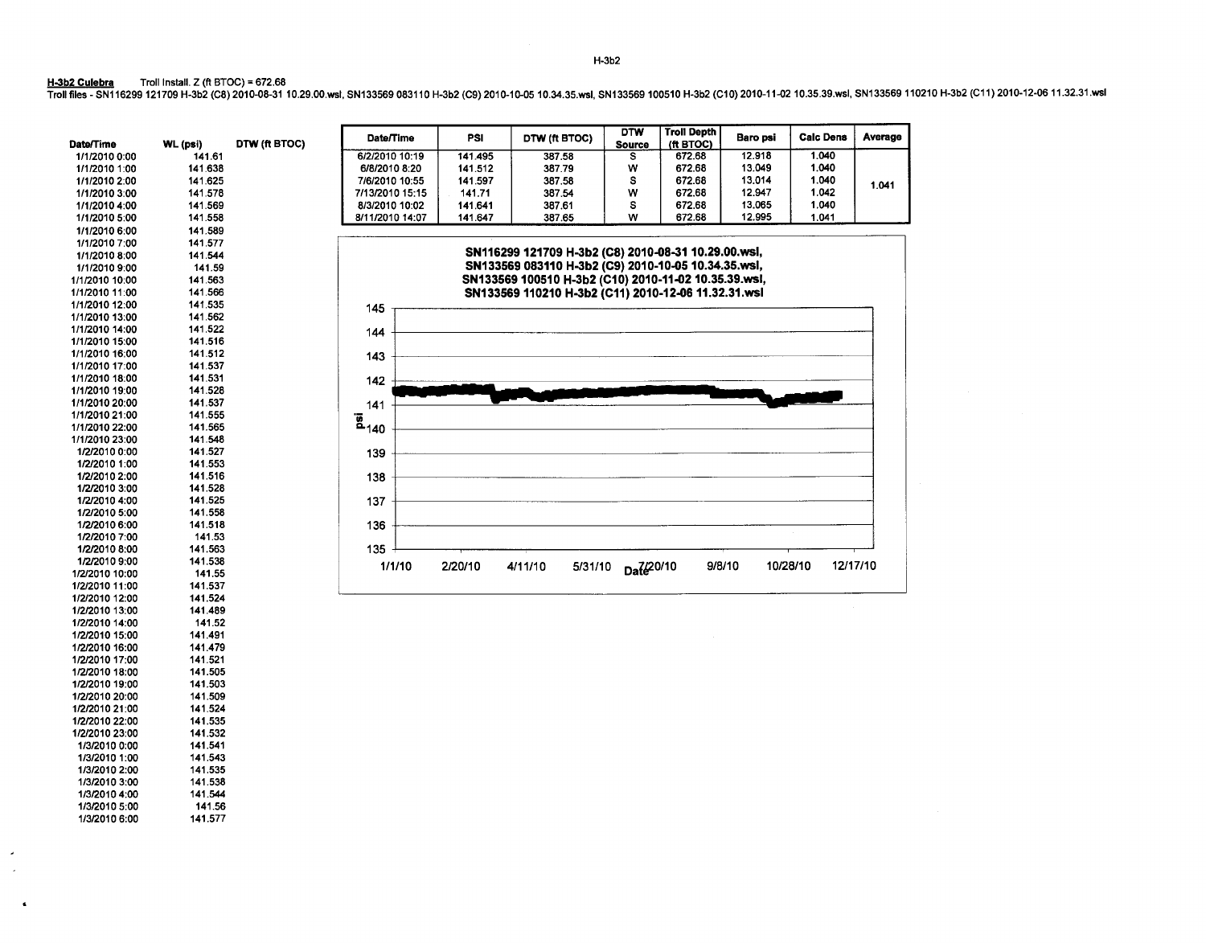**H-3b2 Culebra** Troll Install. Z (ft BTOC) = 672.68

Troll files - SN116299 121709 H-3b2 (C8) 2010-08-31 10.29.00.wsl, SN133569 083110 H-3b2 (C9) 2010-10-05 10.34.35.wsl, SN133569 100510 H-3b2 (C10) 2010-11-02 10.35.39.wsl, SN133569 110210 H-3b2 (C11) 2010-12-06 11.32.31.wsl

| Date/Time | WL (psi) | DTW (ft BTOC) |
|---|---|---|
| 1/1/2010 0:00 | 141.61 | |
| 1/1/2010 1:00 | 141.638 | |
| 1/1/2010 2:00 | 141.625 | |
| 1/1/2010 3:00 | 141.578 | |
| 1/1/2010 4:00 | 141.569 | |
| 1/1/2010 5:00 | 141.558 | |
| 1/1/2010 6:00 | 141.589 | |
| 1/1/2010 7:00 | 141.577 | |
| 1/1/2010 8:00 | 141.544 | |
| 1/1/2010 9:00 | 141.59 | |
| 1/1/2010 10:00 | 141.563 | |
| 1/1/2010 11:00 | 141.566 | |
| 1/1/2010 12:00 | 141.535 | |
| 1/1/2010 13:00 | 141.562 | |
| 1/1/2010 14:00 | 141.522 | |
| 1/1/2010 15:00 | 141.516 | |
| 1/1/2010 16:00 | 141.512 | |
| 1/1/2010 17:00 | 141.537 | |
| 1/1/2010 18:00 | 141.531 | |
| 1/1/2010 19:00 | 141.528 | |
| 1/1/2010 20:00 | 141.537 | |
| 1/1/2010 21:00 | 141.555 | |
| 1/1/2010 22:00 | 141.565 | |
| 1/1/2010 23:00 | 141.548 | |
| 1/2/2010 0:00 | 141.527 | |
| 1/2/2010 1:00 | 141.553 | |
| 1/2/2010 2:00 | 141.516 | |
| 1/2/2010 3:00 | 141.528 | |
| 1/2/2010 4:00 | 141.525 | |
| 1/2/2010 5:00 | 141.558 | |
| 1/2/2010 6:00 | 141.518 | |
| 1/2/2010 7:00 | 141.53 | |
| 1/2/2010 8:00 | 141.563 | |
| 1/2/2010 9:00 | 141.538 | |
| 1/2/2010 10:00 | 141.55 | |
| 1/2/2010 11:00 | 141.537 | |
| 1/2/2010 12:00 | 141.524 | |
| 1/2/2010 13:00 | 141.489 | |
| 1/2/2010 14:00 | 141.52 | |
| 1/2/2010 15:00 | 141.491 | |
| 1/2/2010 16:00 | 141.479 | |
| 1/2/2010 17:00 | 141.521 | |
| 1/2/2010 18:00 | 141.505 | |
| 1/2/2010 19:00 | 141.503 | |
| 1/2/2010 20:00 | 141.509 | |
| 1/2/2010 21:00 | 141.524 | |
| 1/2/2010 22:00 | 141.535 | |
| 1/2/2010 23:00 | 141.532 | |
| 1/3/2010 0:00 | 141.541 | |
| 1/3/2010 1:00 | 141.543 | |
| 1/3/2010 2:00 | 141.535 | |
| 1/3/2010 3:00 | 141.538 | |
| 1/3/2010 4:00 | 141.544 | |
| 1/3/2010 5:00 | 141.56 | |
| 1/3/2010 6:00 | 141.577 | |

| Date/Time | PSI | DTW (ft BTOC) | DTW Source | Troll Depth (ft BTOC) | Baro psi | Calc Dens | Average |
|---|---|---|---|---|---|---|---|
| 6/2/2010 10:19 | 141.495 | 387.58 | S | 672.68 | 12.918 | 1.040 | 1.041 |
| 6/8/2010 8:20 | 141.512 | 387.79 | W | 672.68 | 13.049 | 1.040 | |
| 7/6/2010 10:55 | 141.597 | 387.58 | S | 672.68 | 13.014 | 1.040 | |
| 7/13/2010 15:15 | 141.71 | 387.54 | W | 672.68 | 12.947 | 1.042 | |
| 8/3/2010 10:02 | 141.641 | 387.61 | S | 672.68 | 13.065 | 1.040 | |
| 8/11/2010 14:07 | 141.647 | 387.65 | W | 672.68 | 12.995 | 1.041 | |

**SN116299 121709 H-3b2 (C8) 2010-08-31 10.29.00.wsl, SN133569 083110 H-3b2 (C9) 2010-10-05 10.34.35.wsl, SN133569 100510 H-3b2 (C10) 2010-11-02 10.35.39.wsl, SN133569 110210 H-3b2 (C11) 2010-12-06 11.32.31.wsl**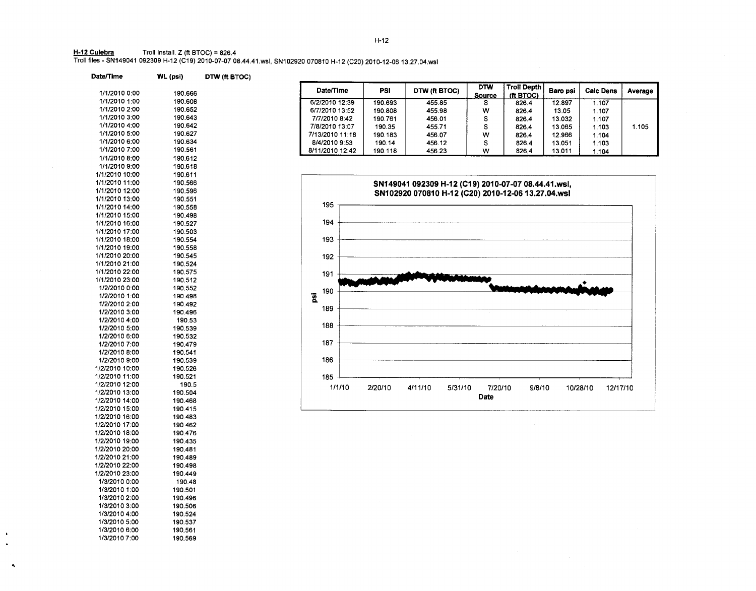**H-12 Culebra** Troll Install. Z (ft BTOC) = 826.4

Troll files - SN149041 092309 H-12 (C19) 2010-07-07 08.44.41.wsl, SN102920 070810 H-12 (C20) 2010-12-06 13.27.04.wsl

| Date/Time | WL (psi) | DTW (ft BTOC) |
|---|---|---|
| 1/1/2010 0:00 | 190.666 | |
| 1/1/2010 1:00 | 190.608 | |
| 1/1/2010 2:00 | 190.652 | |
| 1/1/2010 3:00 | 190.643 | |
| 1/1/2010 4:00 | 190.642 | |
| 1/1/2010 5:00 | 190.627 | |
| 1/1/2010 6:00 | 190.634 | |
| 1/1/2010 7:00 | 190.561 | |
| 1/1/2010 8:00 | 190.612 | |
| 1/1/2010 9:00 | 190.618 | |
| 1/1/2010 10:00 | 190.611 | |
| 1/1/2010 11:00 | 190.566 | |
| 1/1/2010 12:00 | 190.596 | |
| 1/1/2010 13:00 | 190.551 | |
| 1/1/2010 14:00 | 190.558 | |
| 1/1/2010 15:00 | 190.498 | |
| 1/1/2010 16:00 | 190.527 | |
| 1/1/2010 17:00 | 190.503 | |
| 1/1/2010 18:00 | 190.554 | |
| 1/1/2010 19:00 | 190.558 | |
| 1/1/2010 20:00 | 190.545 | |
| 1/1/2010 21:00 | 190.524 | |
| 1/1/2010 22:00 | 190.575 | |
| 1/1/2010 23:00 | 190.512 | |
| 1/2/2010 0:00 | 190.552 | |
| 1/2/2010 1:00 | 190.498 | |
| 1/2/2010 2:00 | 190.492 | |
| 1/2/2010 3:00 | 190.496 | |
| 1/2/2010 4:00 | 190.53 | |
| 1/2/2010 5:00 | 190.539 | |
| 1/2/2010 6:00 | 190.532 | |
| 1/2/2010 7:00 | 190.479 | |
| 1/2/2010 8:00 | 190.541 | |
| 1/2/2010 9:00 | 190.539 | |
| 1/2/2010 10:00 | 190.526 | |
| 1/2/2010 11:00 | 190.521 | |
| 1/2/2010 12:00 | 190.5 | |
| 1/2/2010 13:00 | 190.504 | |
| 1/2/2010 14:00 | 190.468 | |
| 1/2/2010 15:00 | 190.415 | |
| 1/2/2010 16:00 | 190.483 | |
| 1/2/2010 17:00 | 190.462 | |
| 1/2/2010 18:00 | 190.476 | |
| 1/2/2010 19:00 | 190.435 | |
| 1/2/2010 20:00 | 190.481 | |
| 1/2/2010 21:00 | 190.489 | |
| 1/2/2010 22:00 | 190.498 | |
| 1/2/2010 23:00 | 190.449 | |
| 1/3/2010 0:00 | 190.48 | |
| 1/3/2010 1:00 | 190.501 | |
| 1/3/2010 2:00 | 190.496 | |
| 1/3/2010 3:00 | 190.506 | |
| 1/3/2010 4:00 | 190.524 | |
| 1/3/2010 5:00 | 190.537 | |
| 1/3/2010 6:00 | 190.561 | |
| 1/3/2010 7:00 | 190.569 | |

| Date/Time | PSI | DTW (ft BTOC) | DTW Source | Troll Depth (ft BTOC) | Baro psi | Calc Dens | Average |
|---|---|---|---|---|---|---|---|
| 6/2/2010 12:39 | 190.693 | 455.85 | S | 826.4 | 12.897 | 1.107 | |
| 6/7/2010 13:52 | 190.808 | 455.98 | W | 826.4 | 13.05 | 1.107 | |
| 7/7/2010 8:42 | 190.761 | 456.01 | S | 826.4 | 13.032 | 1.107 | |
| 7/8/2010 13:07 | 190.35 | 455.71 | S | 826.4 | 13.065 | 1.103 | 1.105 |
| 7/13/2010 11:18 | 190.183 | 456.07 | W | 826.4 | 12.966 | 1.104 | |
| 8/4/2010 9:53 | 190.14 | 456.12 | S | 826.4 | 13.051 | 1.103 | |
| 8/11/2010 12:42 | 190.118 | 456.23 | W | 826.4 | 13.011 | 1.104 | |

SN149041 092309 H-12 (C19) 2010-07-07 08.44.41.wsl,
SN102920 070810 H-12 (C20) 2010-12-06 13.27.04.wsl

psi

195
194
193
192
191
190
189
188
187
186
185

1/1/10 2/20/10 4/11/10 5/31/10 7/20/10 9/8/10 10/28/10 12/17/10

Date